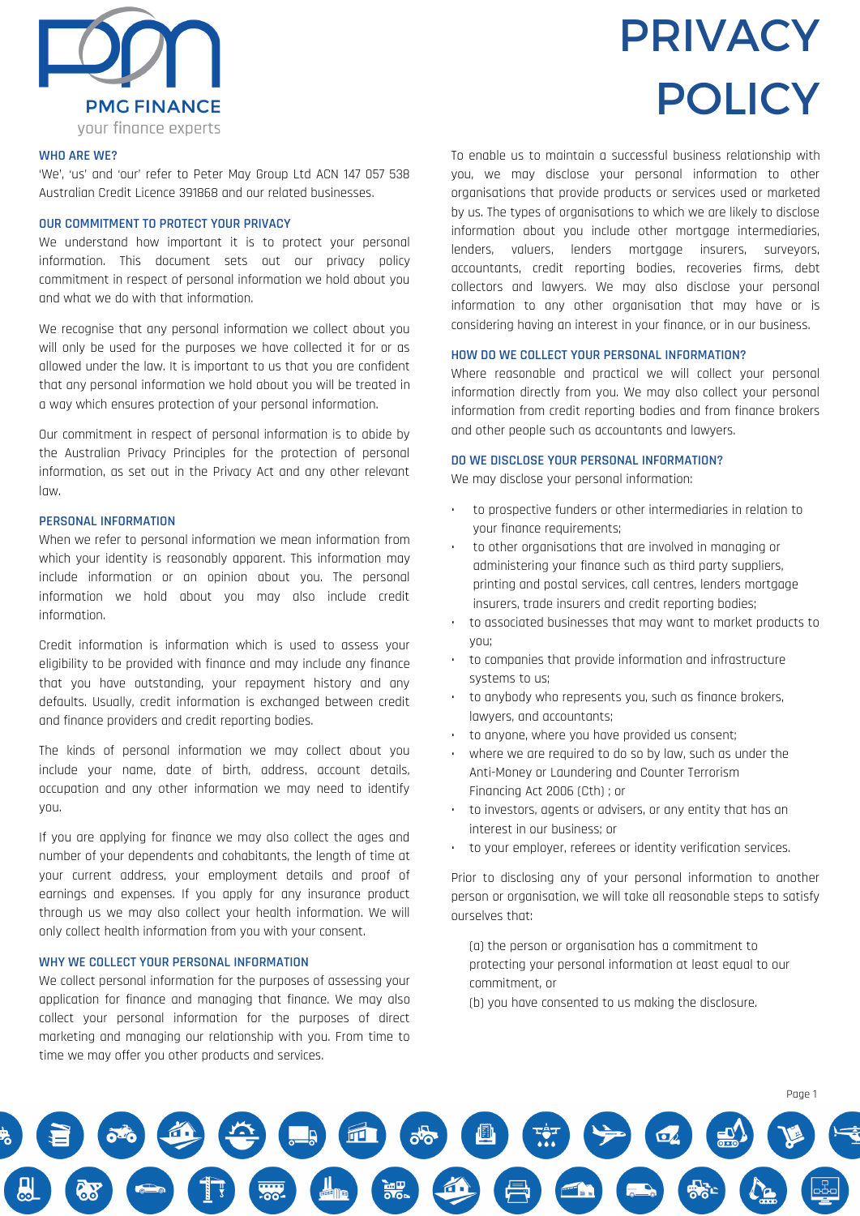PMG FINANCE

your finance experts

# PRIVACY POLICY

## WHO ARE WE?

'We', 'us' and 'our' refer to Peter May Group Ltd ACN 147 057 538 Australian Credit Licence 391868 and our related businesses.

## OUR COMMITMENT TO PROTECT YOUR PRIVACY

We understand how important it is to protect your personal information. This document sets out our privacy policy commitment in respect of personal information we hold about you and what we do with that information.

We recognise that any personal information we collect about you will only be used for the purposes we have collected it for or as allowed under the law. It is important to us that you are confident that any personal information we hold about you will be treated in a way which ensures protection of your personal information.

Our commitment in respect of personal information is to abide by the Australian Privacy Principles for the protection of personal information, as set out in the Privacy Act and any other relevant law.

## PERSONAL INFORMATION

When we refer to personal information we mean information from which your identity is reasonably apparent. This information may include information or an opinion about you. The personal information we hold about you may also include credit information.

Credit information is information which is used to assess your eligibility to be provided with finance and may include any finance that you have outstanding, your repayment history and any defaults. Usually, credit information is exchanged between credit and finance providers and credit reporting bodies.

The kinds of personal information we may collect about you include your name, date of birth, address, account details, occupation and any other information we may need to identify you.

If you are applying for finance we may also collect the ages and number of your dependents and cohabitants, the length of time at your current address, your employment details and proof of earnings and expenses. If you apply for any insurance product through us we may also collect your health information. We will only collect health information from you with your consent.

## WHY WE COLLECT YOUR PERSONAL INFORMATION

We collect personal information for the purposes of assessing your application for finance and managing that finance. We may also collect your personal information for the purposes of direct marketing and managing our relationship with you. From time to time we may offer you other products and services.

To enable us to maintain a successful business relationship with you, we may disclose your personal information to other organisations that provide products or services used or marketed by us. The types of organisations to which we are likely to disclose information about you include other mortgage intermediaries, lenders, valuers, lenders mortgage insurers, surveyors, accountants, credit reporting bodies, recoveries firms, debt collectors and lawyers. We may also disclose your personal information to any other organisation that may have or is considering having an interest in your finance, or in our business.

## HOW DO WE COLLECT YOUR PERSONAL INFORMATION?

Where reasonable and practical we will collect your personal information directly from you. We may also collect your personal information from credit reporting bodies and from finance brokers and other people such as accountants and lawyers.

## DO WE DISCLOSE YOUR PERSONAL INFORMATION?

We may disclose your personal information:

- to prospective funders or other intermediaries in relation to your finance requirements;
- to other organisations that are involved in managing or administering your finance such as third party suppliers, printing and postal services, call centres, lenders mortgage insurers, trade insurers and credit reporting bodies;
- to associated businesses that may want to market products to you;
- to companies that provide information and infrastructure systems to us;
- to anybody who represents you, such as finance brokers, lawyers, and accountants;
- to anyone, where you have provided us consent;
- where we are required to do so by law, such as under the Anti-Money or Laundering and Counter Terrorism Financing Act 2006 (Cth) ; or
- to investors, agents or advisers, or any entity that has an interest in our business; or
- to your employer, referees or identity verification services.

Prior to disclosing any of your personal information to another person or organisation, we will take all reasonable steps to satisfy ourselves that:

(a) the person or organisation has a commitment to protecting your personal information at least equal to our commitment, or

(b) you have consented to us making the disclosure.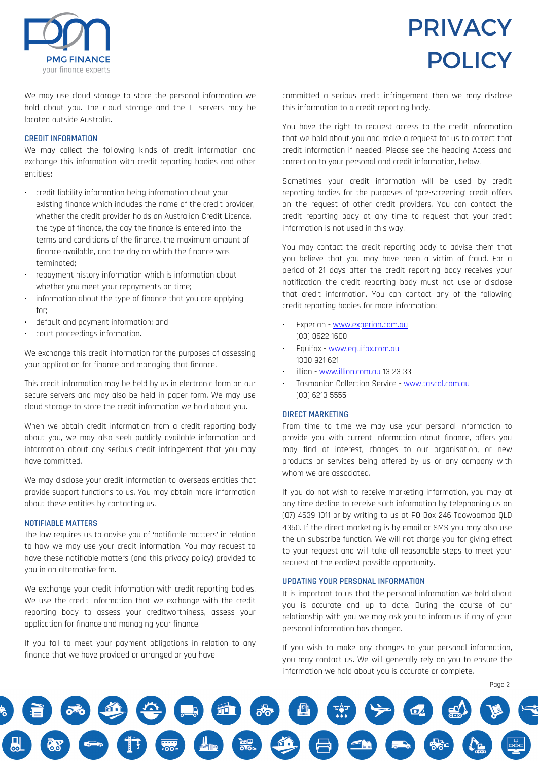We may use cloud storage to store the personal information we hold about you. The cloud storage and the IT servers may be located outside Australia.

### CREDIT INFORMATION

We may collect the following kinds of credit information and exchange this information with credit reporting bodies and other entities:

- credit liability information being information about your existing finance which includes the name of the credit provider, whether the credit provider holds an Australian Credit Licence, the type of finance, the day the finance is entered into, the terms and conditions of the finance, the maximum amount of finance available, and the day on which the finance was terminated;
- repayment history information which is information about whether you meet your repayments on time;
- information about the type of finance that you are applying for;
- default and payment information; and
- court proceedings information.

We exchange this credit information for the purposes of assessing your application for finance and managing that finance.

This credit information may be held by us in electronic form on our secure servers and may also be held in paper form. We may use cloud storage to store the credit information we hold about you.

When we obtain credit information from a credit reporting body about you, we may also seek publicly available information and information about any serious credit infringement that you may have committed.

We may disclose your credit information to overseas entities that provide support functions to us. You may obtain more information about these entities by contacting us.

### NOTIFIABLE MATTERS

The law requires us to advise you of 'notifiable matters' in relation to how we may use your credit information. You may request to have these notifiable matters (and this privacy policy) provided to you in an alternative form.

We exchange your credit information with credit reporting bodies. We use the credit information that we exchange with the credit reporting body to assess your creditworthiness, assess your application for finance and managing your finance.

If you fail to meet your payment obligations in relation to any finance that we have provided or arranged or you have committed a serious credit infringement then we may disclose this information to a credit reporting body.

You have the right to request access to the credit information that we hold about you and make a request for us to correct that credit information if needed. Please see the heading Access and correction to your personal and credit information, below.

Sometimes your credit information will be used by credit reporting bodies for the purposes of 'pre-screening' credit offers on the request of other credit providers. You can contact the credit reporting body at any time to request that your credit information is not used in this way.

You may contact the credit reporting body to advise them that you believe that you may have been a victim of fraud. For a period of 21 days after the credit reporting body receives your notification the credit reporting body must not use or disclose that credit information. You can contact any of the following credit reporting bodies for more information:

- Experian - www.experian.com.au (03) 8622 1600
- Equifax - www.equifax.com.au 1300 921 621
- illion - www.illion.com.au 13 23 33
- Tasmanian Collection Service - www.tascol.com.au (03) 6213 5555

### DIRECT MARKETING

From time to time we may use your personal information to provide you with current information about finance, offers you may find of interest, changes to our organisation, or new products or services being offered by us or any company with whom we are associated.

If you do not wish to receive marketing information, you may at any time decline to receive such information by telephoning us on (07) 4639 1011 or by writing to us at PO Box 246 Toowoomba QLD 4350. If the direct marketing is by email or SMS you may also use the un-subscribe function. We will not charge you for giving effect to your request and will take all reasonable steps to meet your request at the earliest possible opportunity.

### UPDATING YOUR PERSONAL INFORMATION

It is important to us that the personal information we hold about you is accurate and up to date. During the course of our relationship with you we may ask you to inform us if any of your personal information has changed.

If you wish to make any changes to your personal information, you may contact us. We will generally rely on you to ensure the information we hold about you is accurate or complete.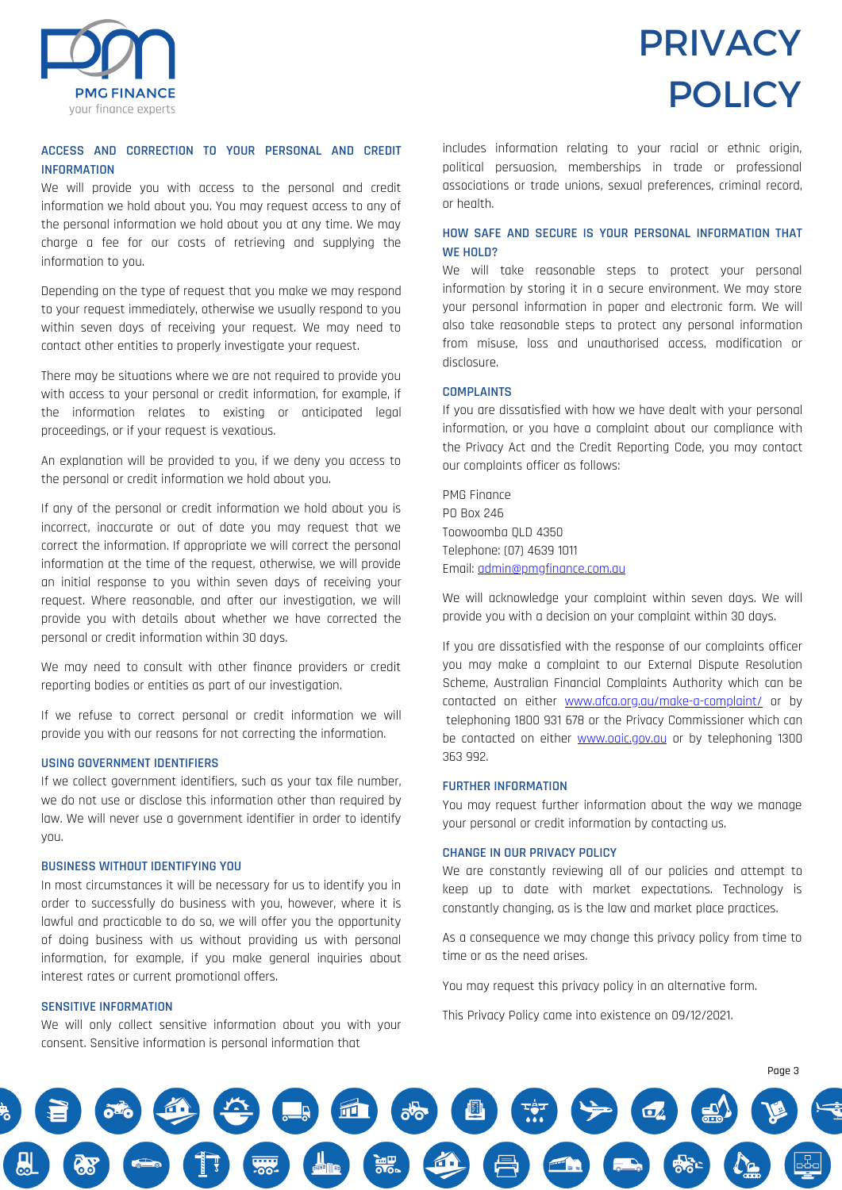# PRIVACY POLICY

### ACCESS AND CORRECTION TO YOUR PERSONAL AND CREDIT INFORMATION

We will provide you with access to the personal and credit information we hold about you. You may request access to any of the personal information we hold about you at any time. We may charge a fee for our costs of retrieving and supplying the information to you.

Depending on the type of request that you make we may respond to your request immediately, otherwise we usually respond to you within seven days of receiving your request. We may need to contact other entities to properly investigate your request.

There may be situations where we are not required to provide you with access to your personal or credit information, for example, if the information relates to existing or anticipated legal proceedings, or if your request is vexatious.

An explanation will be provided to you, if we deny you access to the personal or credit information we hold about you.

If any of the personal or credit information we hold about you is incorrect, inaccurate or out of date you may request that we correct the information. If appropriate we will correct the personal information at the time of the request, otherwise, we will provide an initial response to you within seven days of receiving your request. Where reasonable, and after our investigation, we will provide you with details about whether we have corrected the personal or credit information within 30 days.

We may need to consult with other finance providers or credit reporting bodies or entities as part of our investigation.

If we refuse to correct personal or credit information we will provide you with our reasons for not correcting the information.

### USING GOVERNMENT IDENTIFIERS

If we collect government identifiers, such as your tax file number, we do not use or disclose this information other than required by law. We will never use a government identifier in order to identify you.

### BUSINESS WITHOUT IDENTIFYING YOU

In most circumstances it will be necessary for us to identify you in order to successfully do business with you, however, where it is lawful and practicable to do so, we will offer you the opportunity of doing business with us without providing us with personal information, for example, if you make general inquiries about interest rates or current promotional offers.

### SENSITIVE INFORMATION

We will only collect sensitive information about you with your consent. Sensitive information is personal information that includes information relating to your racial or ethnic origin, political persuasion, memberships in trade or professional associations or trade unions, sexual preferences, criminal record, or health.

### HOW SAFE AND SECURE IS YOUR PERSONAL INFORMATION THAT WE HOLD?

We will take reasonable steps to protect your personal information by storing it in a secure environment. We may store your personal information in paper and electronic form. We will also take reasonable steps to protect any personal information from misuse, loss and unauthorised access, modification or disclosure.

### COMPLAINTS

If you are dissatisfied with how we have dealt with your personal information, or you have a complaint about our compliance with the Privacy Act and the Credit Reporting Code, you may contact our complaints officer as follows:

PMG Finance
PO Box 246
Toowoomba QLD 4350
Telephone: (07) 4639 1011
Email: admin@pmgfinance.com.au

We will acknowledge your complaint within seven days. We will provide you with a decision on your complaint within 30 days.

If you are dissatisfied with the response of our complaints officer you may make a complaint to our External Dispute Resolution Scheme, Australian Financial Complaints Authority which can be contacted on either www.afca.org.au/make-a-complaint/ or by telephoning 1800 931 678 or the Privacy Commissioner which can be contacted on either www.oaic.gov.au or by telephoning 1300 363 992.

### FURTHER INFORMATION

You may request further information about the way we manage your personal or credit information by contacting us.

### CHANGE IN OUR PRIVACY POLICY

We are constantly reviewing all of our policies and attempt to keep up to date with market expectations. Technology is constantly changing, as is the law and market place practices.

As a consequence we may change this privacy policy from time to time or as the need arises.

You may request this privacy policy in an alternative form.

This Privacy Policy came into existence on 09/12/2021.